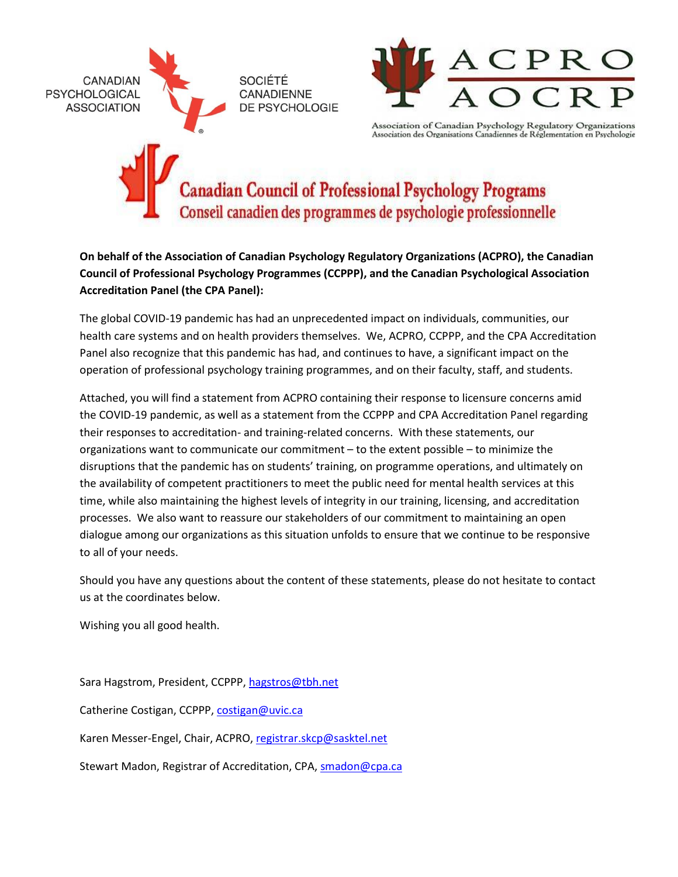CANADIAN PSYCHOLOGICAL ASSOCIATION

SOCIÉTÉ CANADIENNE DE PSYCHOLOGIE

ACPRO AOCRP

Association of Canadian Psychology Regulatory Organizations
Association des Organisations Canadiennes de Réglementation en Psychologie

Canadian Council of Professional Psychology Programs
Conseil canadien des programmes de psychologie professionnelle

**On behalf of the Association of Canadian Psychology Regulatory Organizations (ACPRO), the Canadian Council of Professional Psychology Programmes (CCPPP), and the Canadian Psychological Association Accreditation Panel (the CPA Panel):**

The global COVID-19 pandemic has had an unprecedented impact on individuals, communities, our health care systems and on health providers themselves. We, ACPRO, CCPPP, and the CPA Accreditation Panel also recognize that this pandemic has had, and continues to have, a significant impact on the operation of professional psychology training programmes, and on their faculty, staff, and students.

Attached, you will find a statement from ACPRO containing their response to licensure concerns amid the COVID-19 pandemic, as well as a statement from the CCPPP and CPA Accreditation Panel regarding their responses to accreditation- and training-related concerns. With these statements, our organizations want to communicate our commitment – to the extent possible – to minimize the disruptions that the pandemic has on students' training, on programme operations, and ultimately on the availability of competent practitioners to meet the public need for mental health services at this time, while also maintaining the highest levels of integrity in our training, licensing, and accreditation processes. We also want to reassure our stakeholders of our commitment to maintaining an open dialogue among our organizations as this situation unfolds to ensure that we continue to be responsive to all of your needs.

Should you have any questions about the content of these statements, please do not hesitate to contact us at the coordinates below.

Wishing you all good health.

Sara Hagstrom, President, CCPPP, hagstros@tbh.net

Catherine Costigan, CCPPP, costigan@uvic.ca

Karen Messer-Engel, Chair, ACPRO, registrar.skcp@sasktel.net

Stewart Madon, Registrar of Accreditation, CPA, smadon@cpa.ca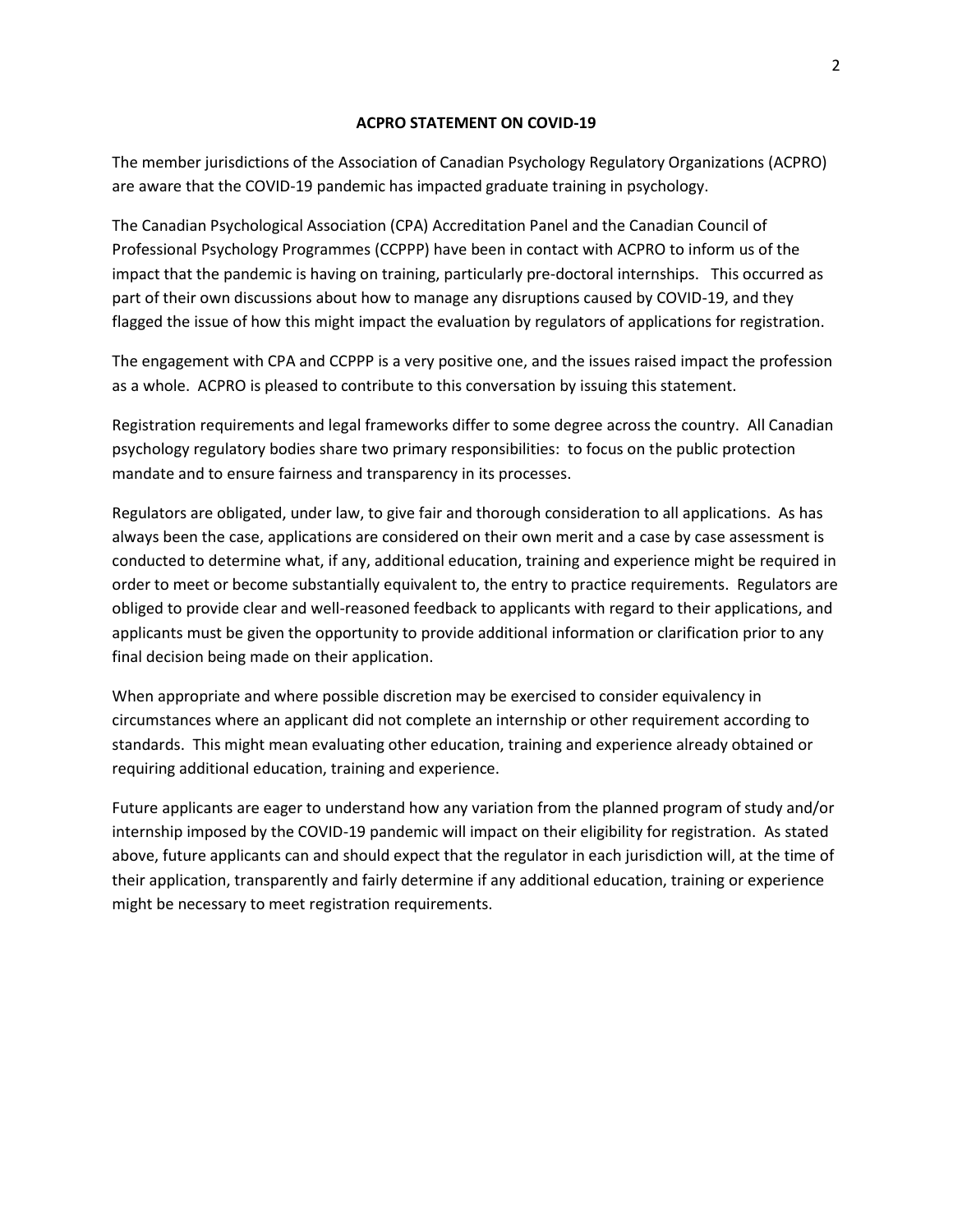## ACPRO STATEMENT ON COVID-19

The member jurisdictions of the Association of Canadian Psychology Regulatory Organizations (ACPRO) are aware that the COVID-19 pandemic has impacted graduate training in psychology.

The Canadian Psychological Association (CPA) Accreditation Panel and the Canadian Council of Professional Psychology Programmes (CCPPP) have been in contact with ACPRO to inform us of the impact that the pandemic is having on training, particularly pre-doctoral internships. This occurred as part of their own discussions about how to manage any disruptions caused by COVID-19, and they flagged the issue of how this might impact the evaluation by regulators of applications for registration.

The engagement with CPA and CCPPP is a very positive one, and the issues raised impact the profession as a whole. ACPRO is pleased to contribute to this conversation by issuing this statement.

Registration requirements and legal frameworks differ to some degree across the country. All Canadian psychology regulatory bodies share two primary responsibilities: to focus on the public protection mandate and to ensure fairness and transparency in its processes.

Regulators are obligated, under law, to give fair and thorough consideration to all applications. As has always been the case, applications are considered on their own merit and a case by case assessment is conducted to determine what, if any, additional education, training and experience might be required in order to meet or become substantially equivalent to, the entry to practice requirements. Regulators are obliged to provide clear and well-reasoned feedback to applicants with regard to their applications, and applicants must be given the opportunity to provide additional information or clarification prior to any final decision being made on their application.

When appropriate and where possible discretion may be exercised to consider equivalency in circumstances where an applicant did not complete an internship or other requirement according to standards. This might mean evaluating other education, training and experience already obtained or requiring additional education, training and experience.

Future applicants are eager to understand how any variation from the planned program of study and/or internship imposed by the COVID-19 pandemic will impact on their eligibility for registration. As stated above, future applicants can and should expect that the regulator in each jurisdiction will, at the time of their application, transparently and fairly determine if any additional education, training or experience might be necessary to meet registration requirements.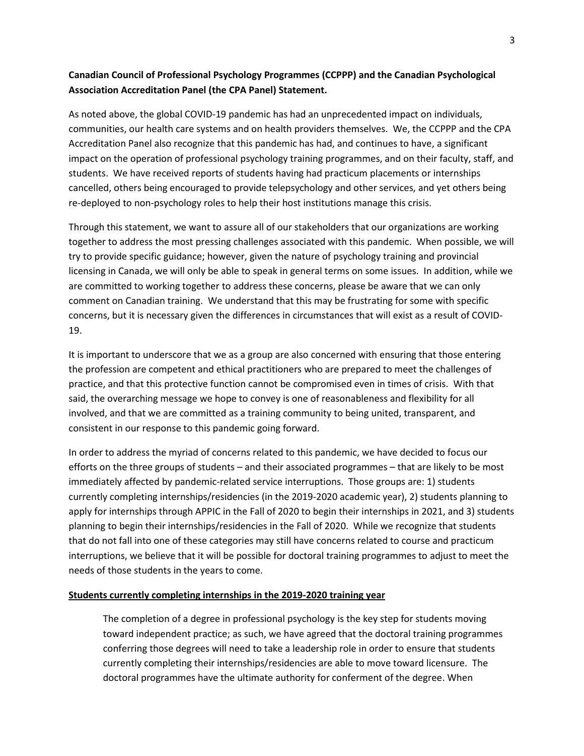**Canadian Council of Professional Psychology Programmes (CCPPP) and the Canadian Psychological Association Accreditation Panel (the CPA Panel) Statement.**

As noted above, the global COVID-19 pandemic has had an unprecedented impact on individuals, communities, our health care systems and on health providers themselves. We, the CCPPP and the CPA Accreditation Panel also recognize that this pandemic has had, and continues to have, a significant impact on the operation of professional psychology training programmes, and on their faculty, staff, and students. We have received reports of students having had practicum placements or internships cancelled, others being encouraged to provide telepsychology and other services, and yet others being re-deployed to non-psychology roles to help their host institutions manage this crisis.

Through this statement, we want to assure all of our stakeholders that our organizations are working together to address the most pressing challenges associated with this pandemic. When possible, we will try to provide specific guidance; however, given the nature of psychology training and provincial licensing in Canada, we will only be able to speak in general terms on some issues. In addition, while we are committed to working together to address these concerns, please be aware that we can only comment on Canadian training. We understand that this may be frustrating for some with specific concerns, but it is necessary given the differences in circumstances that will exist as a result of COVID-19.

It is important to underscore that we as a group are also concerned with ensuring that those entering the profession are competent and ethical practitioners who are prepared to meet the challenges of practice, and that this protective function cannot be compromised even in times of crisis. With that said, the overarching message we hope to convey is one of reasonableness and flexibility for all involved, and that we are committed as a training community to being united, transparent, and consistent in our response to this pandemic going forward.

In order to address the myriad of concerns related to this pandemic, we have decided to focus our efforts on the three groups of students – and their associated programmes – that are likely to be most immediately affected by pandemic-related service interruptions. Those groups are: 1) students currently completing internships/residencies (in the 2019-2020 academic year), 2) students planning to apply for internships through APPIC in the Fall of 2020 to begin their internships in 2021, and 3) students planning to begin their internships/residencies in the Fall of 2020. While we recognize that students that do not fall into one of these categories may still have concerns related to course and practicum interruptions, we believe that it will be possible for doctoral training programmes to adjust to meet the needs of those students in the years to come.

**Students currently completing internships in the 2019-2020 training year**

> The completion of a degree in professional psychology is the key step for students moving toward independent practice; as such, we have agreed that the doctoral training programmes conferring those degrees will need to take a leadership role in order to ensure that students currently completing their internships/residencies are able to move toward licensure. The doctoral programmes have the ultimate authority for conferment of the degree. When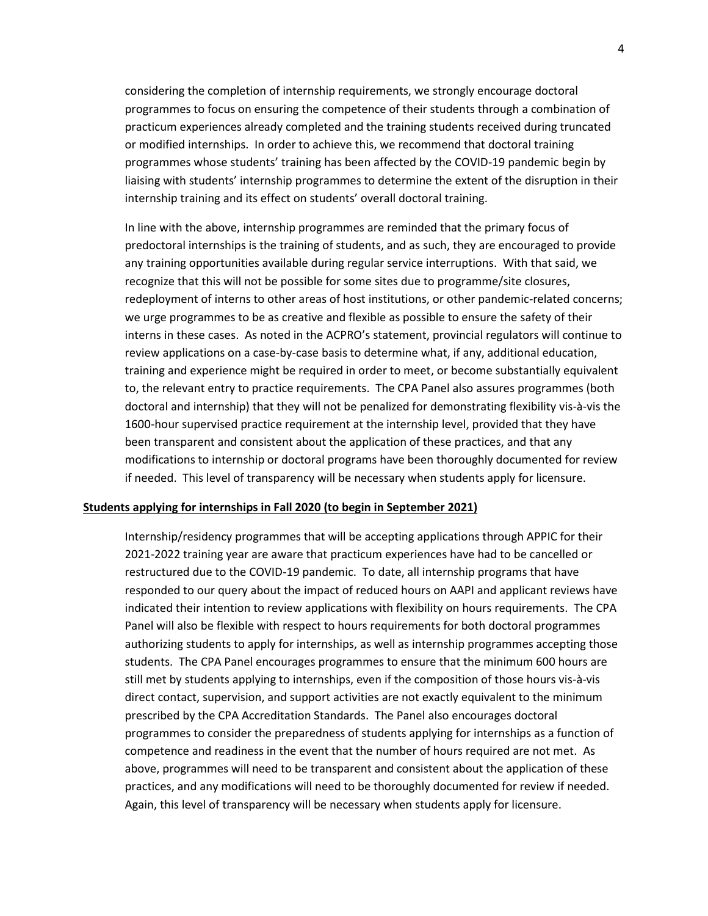considering the completion of internship requirements, we strongly encourage doctoral programmes to focus on ensuring the competence of their students through a combination of practicum experiences already completed and the training students received during truncated or modified internships. In order to achieve this, we recommend that doctoral training programmes whose students' training has been affected by the COVID-19 pandemic begin by liaising with students' internship programmes to determine the extent of the disruption in their internship training and its effect on students' overall doctoral training.

In line with the above, internship programmes are reminded that the primary focus of predoctoral internships is the training of students, and as such, they are encouraged to provide any training opportunities available during regular service interruptions. With that said, we recognize that this will not be possible for some sites due to programme/site closures, redeployment of interns to other areas of host institutions, or other pandemic-related concerns; we urge programmes to be as creative and flexible as possible to ensure the safety of their interns in these cases. As noted in the ACPRO's statement, provincial regulators will continue to review applications on a case-by-case basis to determine what, if any, additional education, training and experience might be required in order to meet, or become substantially equivalent to, the relevant entry to practice requirements. The CPA Panel also assures programmes (both doctoral and internship) that they will not be penalized for demonstrating flexibility vis-à-vis the 1600-hour supervised practice requirement at the internship level, provided that they have been transparent and consistent about the application of these practices, and that any modifications to internship or doctoral programs have been thoroughly documented for review if needed. This level of transparency will be necessary when students apply for licensure.

**Students applying for internships in Fall 2020 (to begin in September 2021)**

Internship/residency programmes that will be accepting applications through APPIC for their 2021-2022 training year are aware that practicum experiences have had to be cancelled or restructured due to the COVID-19 pandemic. To date, all internship programs that have responded to our query about the impact of reduced hours on AAPI and applicant reviews have indicated their intention to review applications with flexibility on hours requirements. The CPA Panel will also be flexible with respect to hours requirements for both doctoral programmes authorizing students to apply for internships, as well as internship programmes accepting those students. The CPA Panel encourages programmes to ensure that the minimum 600 hours are still met by students applying to internships, even if the composition of those hours vis-à-vis direct contact, supervision, and support activities are not exactly equivalent to the minimum prescribed by the CPA Accreditation Standards. The Panel also encourages doctoral programmes to consider the preparedness of students applying for internships as a function of competence and readiness in the event that the number of hours required are not met. As above, programmes will need to be transparent and consistent about the application of these practices, and any modifications will need to be thoroughly documented for review if needed. Again, this level of transparency will be necessary when students apply for licensure.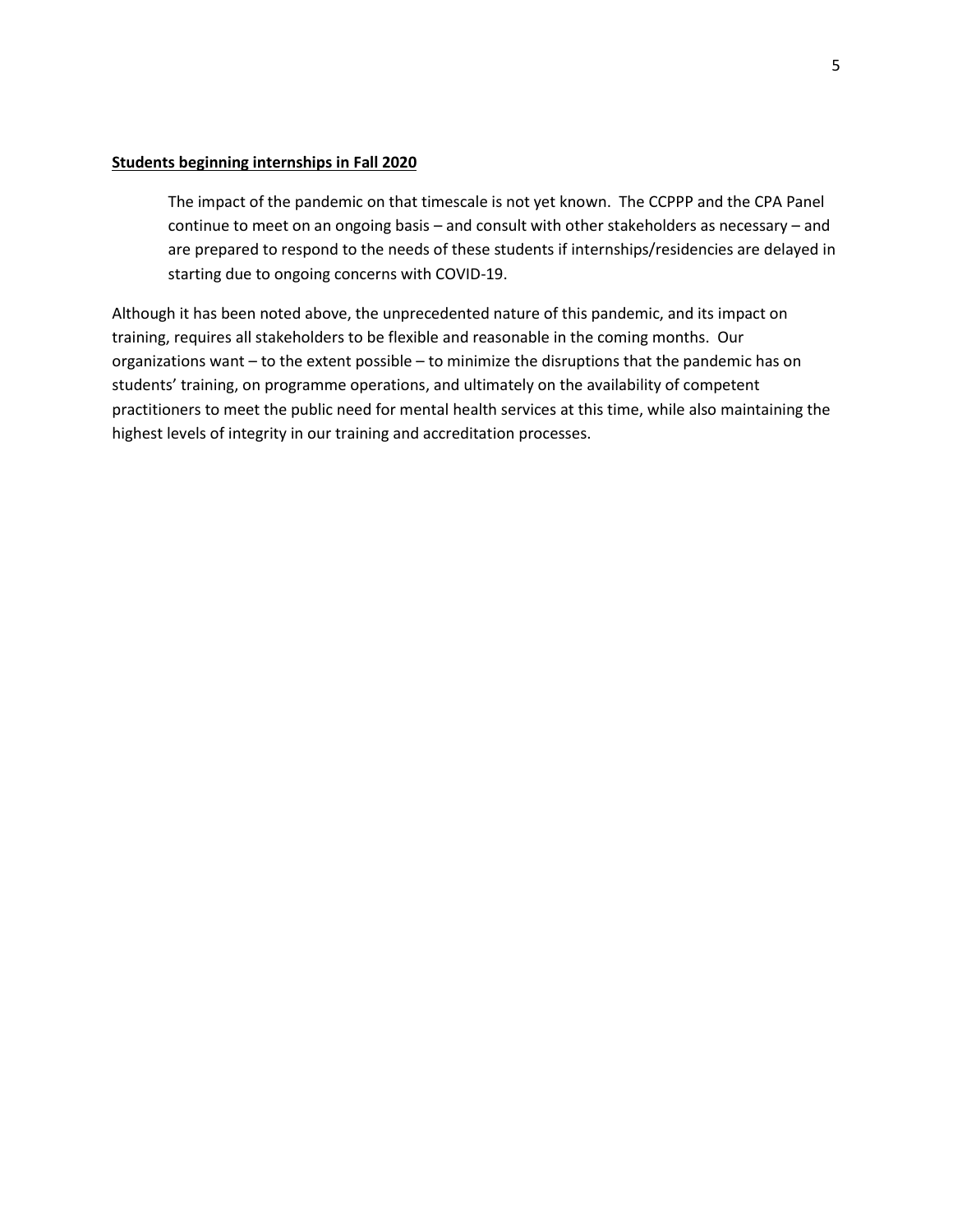**Students beginning internships in Fall 2020**

> The impact of the pandemic on that timescale is not yet known. The CCPPP and the CPA Panel continue to meet on an ongoing basis – and consult with other stakeholders as necessary – and are prepared to respond to the needs of these students if internships/residencies are delayed in starting due to ongoing concerns with COVID-19.

Although it has been noted above, the unprecedented nature of this pandemic, and its impact on training, requires all stakeholders to be flexible and reasonable in the coming months. Our organizations want – to the extent possible – to minimize the disruptions that the pandemic has on students' training, on programme operations, and ultimately on the availability of competent practitioners to meet the public need for mental health services at this time, while also maintaining the highest levels of integrity in our training and accreditation processes.